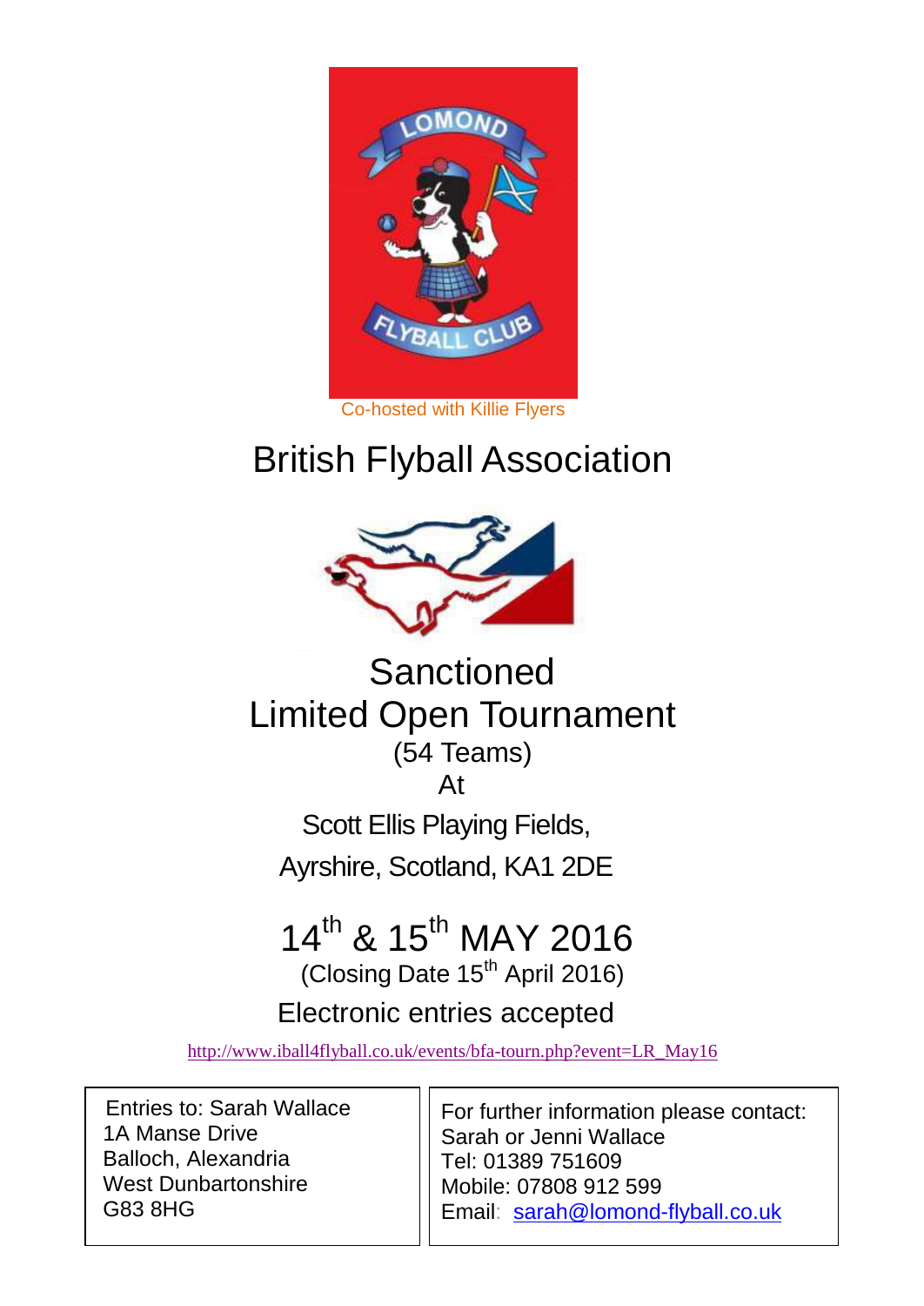Co-hosted with Killie Flyers

# British Flyball Association

## Sanctioned
## Limited Open Tournament

(54 Teams)

At

Scott Ellis Playing Fields,

Ayrshire, Scotland, KA1 2DE

## 14th & 15th MAY 2016

(Closing Date 15th April 2016)

Electronic entries accepted

http://www.iball4flyball.co.uk/events/bfa-tourn.php?event=LR_May16

Entries to: Sarah Wallace
1A Manse Drive
Balloch, Alexandria
West Dunbartonshire
G83 8HG

For further information please contact:
Sarah or Jenni Wallace
Tel: 01389 751609
Mobile: 07808 912 599
Email: sarah@lomond-flyball.co.uk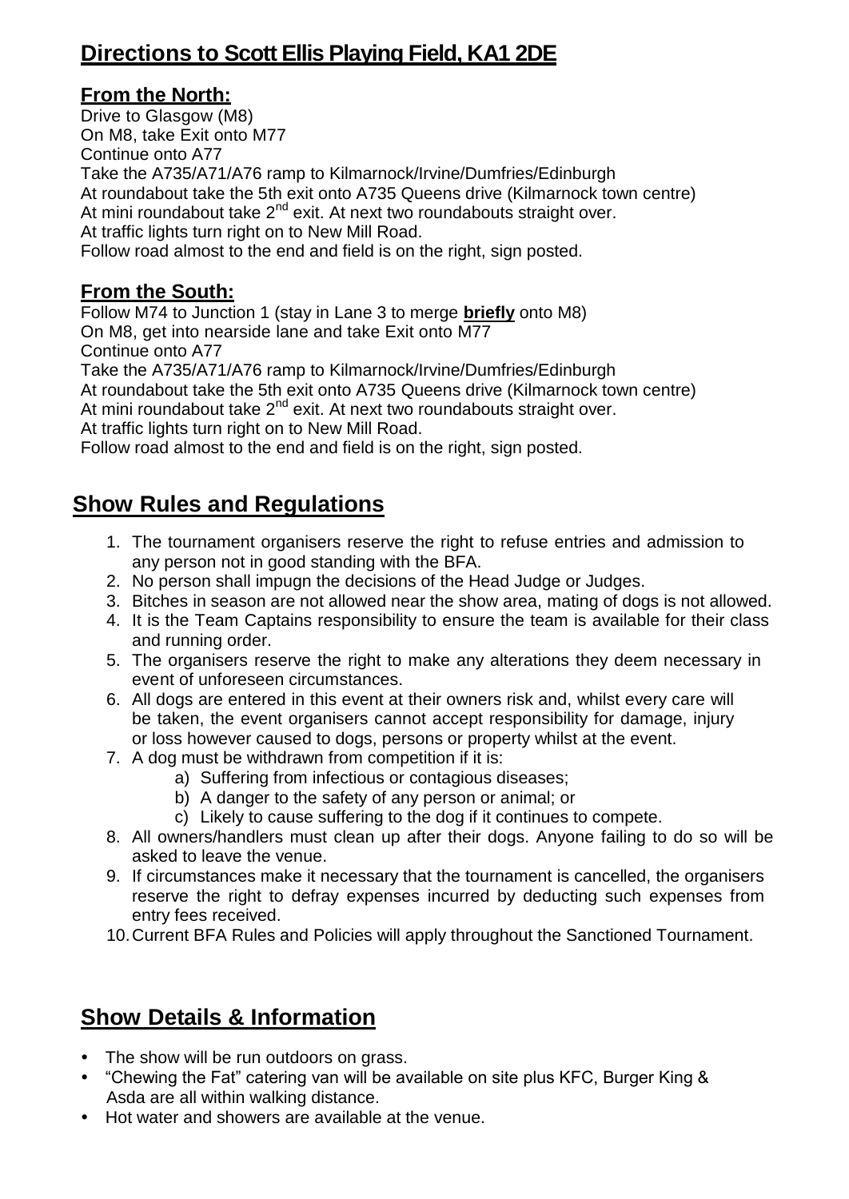## Directions to Scott Ellis Playing Field, KA1 2DE

### From the North:

Drive to Glasgow (M8)
On M8, take Exit onto M77
Continue onto A77
Take the A735/A71/A76 ramp to Kilmarnock/Irvine/Dumfries/Edinburgh
At roundabout take the 5th exit onto A735 Queens drive (Kilmarnock town centre)
At mini roundabout take 2nd exit. At next two roundabouts straight over.
At traffic lights turn right on to New Mill Road.
Follow road almost to the end and field is on the right, sign posted.

### From the South:

Follow M74 to Junction 1 (stay in Lane 3 to merge **briefly** onto M8)
On M8, get into nearside lane and take Exit onto M77
Continue onto A77
Take the A735/A71/A76 ramp to Kilmarnock/Irvine/Dumfries/Edinburgh
At roundabout take the 5th exit onto A735 Queens drive (Kilmarnock town centre)
At mini roundabout take 2nd exit. At next two roundabouts straight over.
At traffic lights turn right on to New Mill Road.
Follow road almost to the end and field is on the right, sign posted.

## Show Rules and Regulations

1. The tournament organisers reserve the right to refuse entries and admission to any person not in good standing with the BFA.
2. No person shall impugn the decisions of the Head Judge or Judges.
3. Bitches in season are not allowed near the show area, mating of dogs is not allowed.
4. It is the Team Captains responsibility to ensure the team is available for their class and running order.
5. The organisers reserve the right to make any alterations they deem necessary in event of unforeseen circumstances.
6. All dogs are entered in this event at their owners risk and, whilst every care will be taken, the event organisers cannot accept responsibility for damage, injury or loss however caused to dogs, persons or property whilst at the event.
7. A dog must be withdrawn from competition if it is:
   a) Suffering from infectious or contagious diseases;
   b) A danger to the safety of any person or animal; or
   c) Likely to cause suffering to the dog if it continues to compete.
8. All owners/handlers must clean up after their dogs. Anyone failing to do so will be asked to leave the venue.
9. If circumstances make it necessary that the tournament is cancelled, the organisers reserve the right to defray expenses incurred by deducting such expenses from entry fees received.
10. Current BFA Rules and Policies will apply throughout the Sanctioned Tournament.

## Show Details & Information

- The show will be run outdoors on grass.
- "Chewing the Fat" catering van will be available on site plus KFC, Burger King & Asda are all within walking distance.
- Hot water and showers are available at the venue.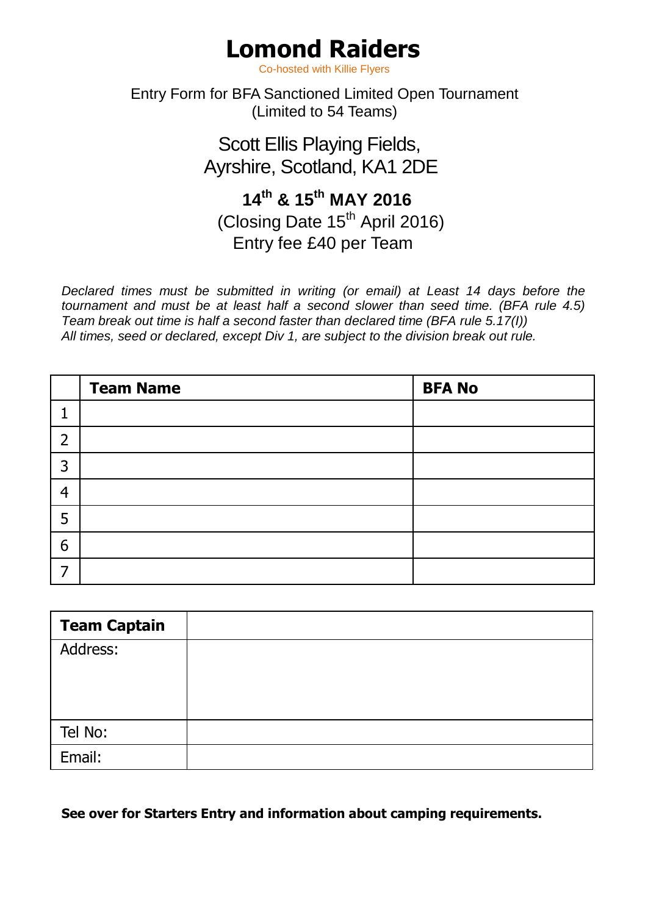# Lomond Raiders

Co-hosted with Killie Flyers

Entry Form for BFA Sanctioned Limited Open Tournament
(Limited to 54 Teams)

## Scott Ellis Playing Fields,
## Ayrshire, Scotland, KA1 2DE

## 14th & 15th MAY 2016

(Closing Date 15th April 2016)
Entry fee £40 per Team

*Declared times must be submitted in writing (or email) at Least 14 days before the tournament and must be at least half a second slower than seed time. (BFA rule 4.5) Team break out time is half a second faster than declared time (BFA rule 5.17(I)) All times, seed or declared, except Div 1, are subject to the division break out rule.*

| | **Team Name** | **BFA No** |
|---|---|---|
| 1 | | |
| 2 | | |
| 3 | | |
| 4 | | |
| 5 | | |
| 6 | | |
| 7 | | |

| **Team Captain** | |
|---|---|
| Address: | |
| Tel No: | |
| Email: | |

**See over for Starters Entry and information about camping requirements.**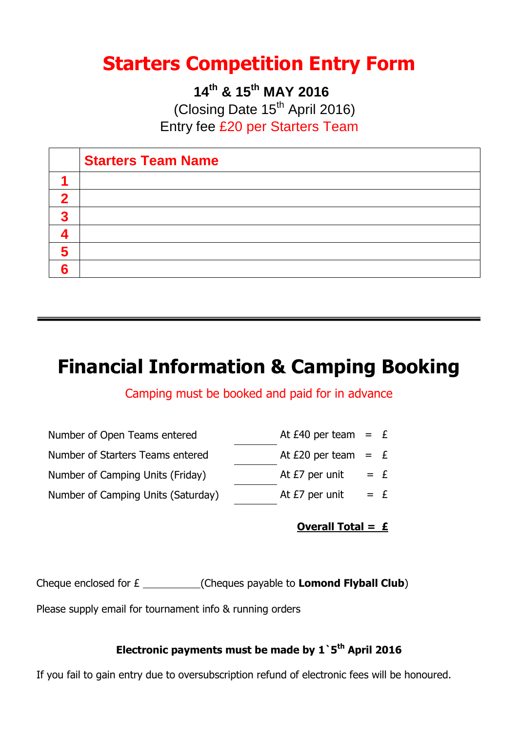# Starters Competition Entry Form

**14th & 15th MAY 2016**

(Closing Date 15th April 2016)

Entry fee £20 per Starters Team

| | Starters Team Name |
|---|---|
| 1 | |
| 2 | |
| 3 | |
| 4 | |
| 5 | |
| 6 | |

---

# Financial Information & Camping Booking

Camping must be booked and paid for in advance

| | | | |
|---|---|---|---|
| Number of Open Teams entered | ______ | At £40 per team | = £ |
| Number of Starters Teams entered | ______ | At £20 per team | = £ |
| Number of Camping Units (Friday) | ______ | At £7 per unit | = £ |
| Number of Camping Units (Saturday) | ______ | At £7 per unit | = £ |

**Overall Total = £**

Cheque enclosed for £ __________(Cheques payable to **Lomond Flyball Club**)

Please supply email for tournament info & running orders

**Electronic payments must be made by 1`5th April 2016**

If you fail to gain entry due to oversubscription refund of electronic fees will be honoured.